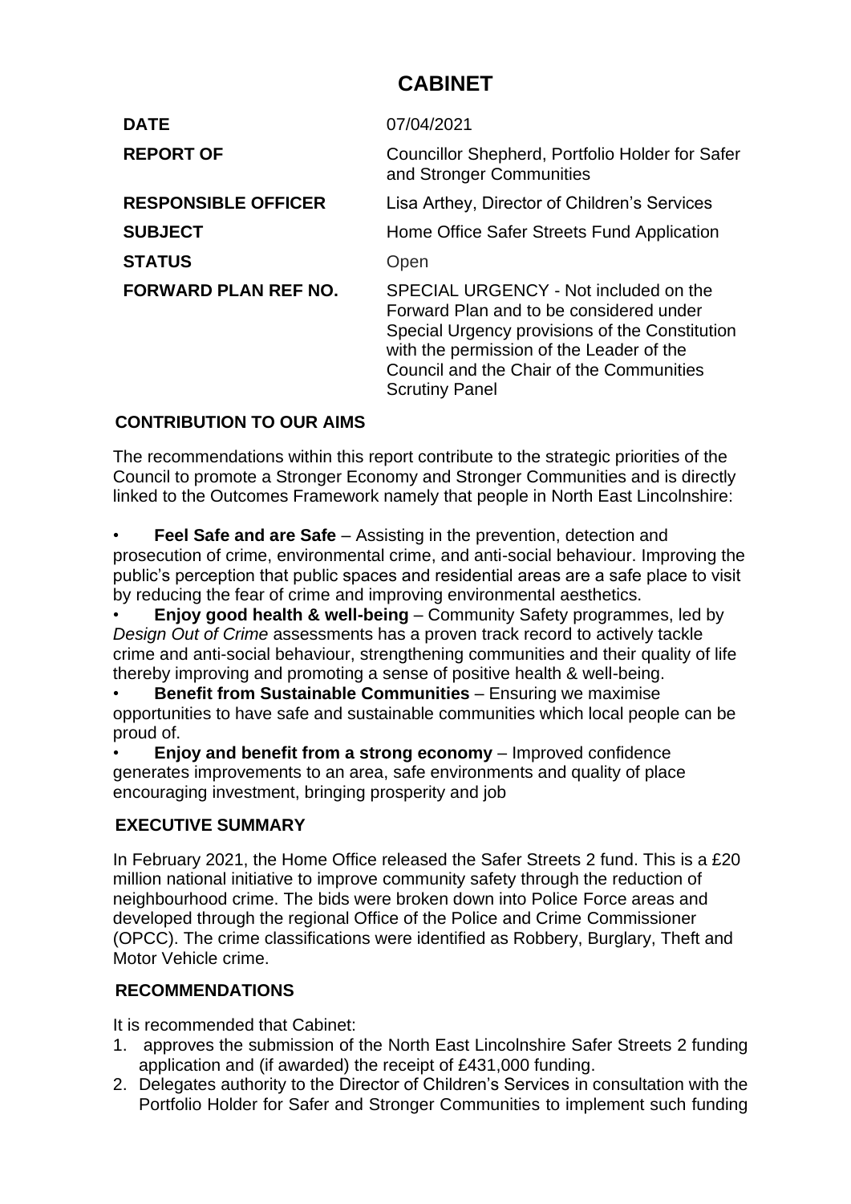# CABINET

| | |
|---|---|
| **DATE** | 07/04/2021 |
| **REPORT OF** | Councillor Shepherd, Portfolio Holder for Safer and Stronger Communities |
| **RESPONSIBLE OFFICER** | Lisa Arthey, Director of Children's Services |
| **SUBJECT** | Home Office Safer Streets Fund Application |
| **STATUS** | Open |
| **FORWARD PLAN REF NO.** | SPECIAL URGENCY - Not included on the Forward Plan and to be considered under Special Urgency provisions of the Constitution with the permission of the Leader of the Council and the Chair of the Communities Scrutiny Panel |

## CONTRIBUTION TO OUR AIMS

The recommendations within this report contribute to the strategic priorities of the Council to promote a Stronger Economy and Stronger Communities and is directly linked to the Outcomes Framework namely that people in North East Lincolnshire:

- **Feel Safe and are Safe** – Assisting in the prevention, detection and prosecution of crime, environmental crime, and anti-social behaviour. Improving the public's perception that public spaces and residential areas are a safe place to visit by reducing the fear of crime and improving environmental aesthetics.
- **Enjoy good health & well-being** – Community Safety programmes, led by *Design Out of Crime* assessments has a proven track record to actively tackle crime and anti-social behaviour, strengthening communities and their quality of life thereby improving and promoting a sense of positive health & well-being.
- **Benefit from Sustainable Communities** – Ensuring we maximise opportunities to have safe and sustainable communities which local people can be proud of.
- **Enjoy and benefit from a strong economy** – Improved confidence generates improvements to an area, safe environments and quality of place encouraging investment, bringing prosperity and job

## EXECUTIVE SUMMARY

In February 2021, the Home Office released the Safer Streets 2 fund. This is a £20 million national initiative to improve community safety through the reduction of neighbourhood crime. The bids were broken down into Police Force areas and developed through the regional Office of the Police and Crime Commissioner (OPCC). The crime classifications were identified as Robbery, Burglary, Theft and Motor Vehicle crime.

## RECOMMENDATIONS

It is recommended that Cabinet:

1. approves the submission of the North East Lincolnshire Safer Streets 2 funding application and (if awarded) the receipt of £431,000 funding.
2. Delegates authority to the Director of Children's Services in consultation with the Portfolio Holder for Safer and Stronger Communities to implement such funding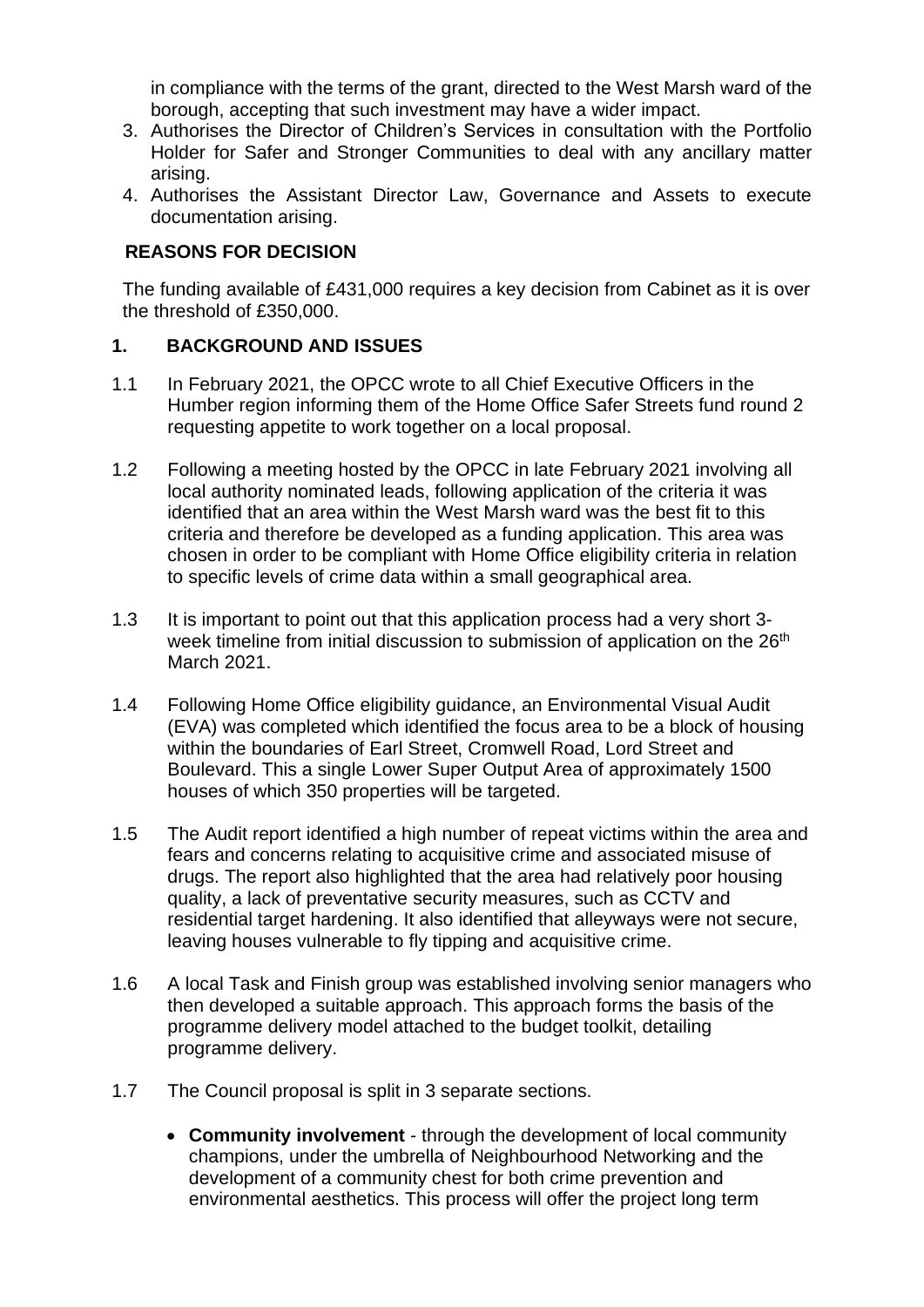in compliance with the terms of the grant, directed to the West Marsh ward of the borough, accepting that such investment may have a wider impact.

3. Authorises the Director of Children's Services in consultation with the Portfolio Holder for Safer and Stronger Communities to deal with any ancillary matter arising.
4. Authorises the Assistant Director Law, Governance and Assets to execute documentation arising.

**REASONS FOR DECISION**

The funding available of £431,000 requires a key decision from Cabinet as it is over the threshold of £350,000.

## 1. BACKGROUND AND ISSUES

1.1 In February 2021, the OPCC wrote to all Chief Executive Officers in the Humber region informing them of the Home Office Safer Streets fund round 2 requesting appetite to work together on a local proposal.

1.2 Following a meeting hosted by the OPCC in late February 2021 involving all local authority nominated leads, following application of the criteria it was identified that an area within the West Marsh ward was the best fit to this criteria and therefore be developed as a funding application. This area was chosen in order to be compliant with Home Office eligibility criteria in relation to specific levels of crime data within a small geographical area.

1.3 It is important to point out that this application process had a very short 3-week timeline from initial discussion to submission of application on the 26th March 2021.

1.4 Following Home Office eligibility guidance, an Environmental Visual Audit (EVA) was completed which identified the focus area to be a block of housing within the boundaries of Earl Street, Cromwell Road, Lord Street and Boulevard. This a single Lower Super Output Area of approximately 1500 houses of which 350 properties will be targeted.

1.5 The Audit report identified a high number of repeat victims within the area and fears and concerns relating to acquisitive crime and associated misuse of drugs. The report also highlighted that the area had relatively poor housing quality, a lack of preventative security measures, such as CCTV and residential target hardening. It also identified that alleyways were not secure, leaving houses vulnerable to fly tipping and acquisitive crime.

1.6 A local Task and Finish group was established involving senior managers who then developed a suitable approach. This approach forms the basis of the programme delivery model attached to the budget toolkit, detailing programme delivery.

1.7 The Council proposal is split in 3 separate sections.

- **Community involvement** - through the development of local community champions, under the umbrella of Neighbourhood Networking and the development of a community chest for both crime prevention and environmental aesthetics. This process will offer the project long term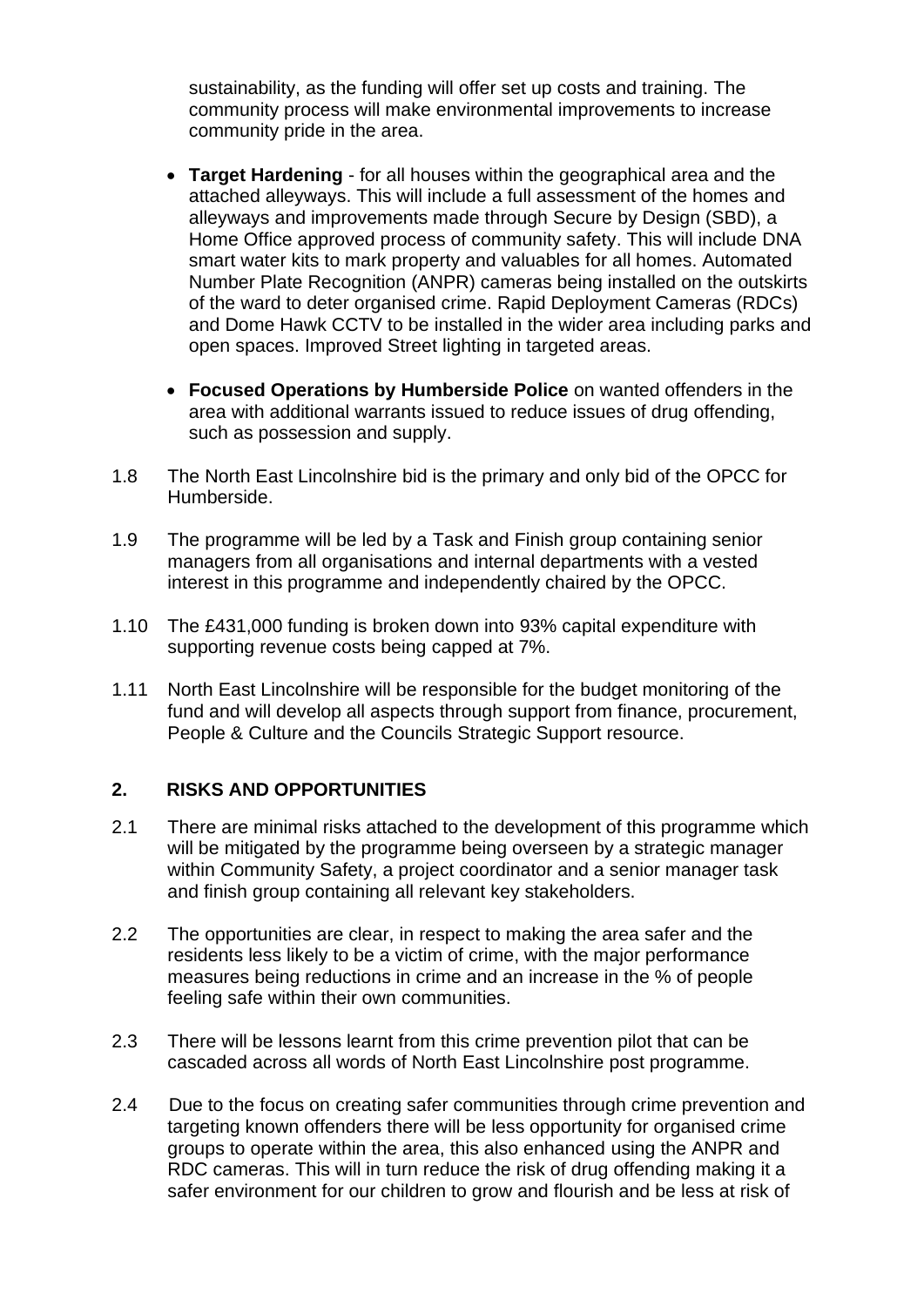sustainability, as the funding will offer set up costs and training. The community process will make environmental improvements to increase community pride in the area.

- **Target Hardening** - for all houses within the geographical area and the attached alleyways. This will include a full assessment of the homes and alleyways and improvements made through Secure by Design (SBD), a Home Office approved process of community safety. This will include DNA smart water kits to mark property and valuables for all homes. Automated Number Plate Recognition (ANPR) cameras being installed on the outskirts of the ward to deter organised crime. Rapid Deployment Cameras (RDCs) and Dome Hawk CCTV to be installed in the wider area including parks and open spaces. Improved Street lighting in targeted areas.

- **Focused Operations by Humberside Police** on wanted offenders in the area with additional warrants issued to reduce issues of drug offending, such as possession and supply.

1.8 The North East Lincolnshire bid is the primary and only bid of the OPCC for Humberside.

1.9 The programme will be led by a Task and Finish group containing senior managers from all organisations and internal departments with a vested interest in this programme and independently chaired by the OPCC.

1.10 The £431,000 funding is broken down into 93% capital expenditure with supporting revenue costs being capped at 7%.

1.11 North East Lincolnshire will be responsible for the budget monitoring of the fund and will develop all aspects through support from finance, procurement, People & Culture and the Councils Strategic Support resource.

## 2. RISKS AND OPPORTUNITIES

2.1 There are minimal risks attached to the development of this programme which will be mitigated by the programme being overseen by a strategic manager within Community Safety, a project coordinator and a senior manager task and finish group containing all relevant key stakeholders.

2.2 The opportunities are clear, in respect to making the area safer and the residents less likely to be a victim of crime, with the major performance measures being reductions in crime and an increase in the % of people feeling safe within their own communities.

2.3 There will be lessons learnt from this crime prevention pilot that can be cascaded across all words of North East Lincolnshire post programme.

2.4 Due to the focus on creating safer communities through crime prevention and targeting known offenders there will be less opportunity for organised crime groups to operate within the area, this also enhanced using the ANPR and RDC cameras. This will in turn reduce the risk of drug offending making it a safer environment for our children to grow and flourish and be less at risk of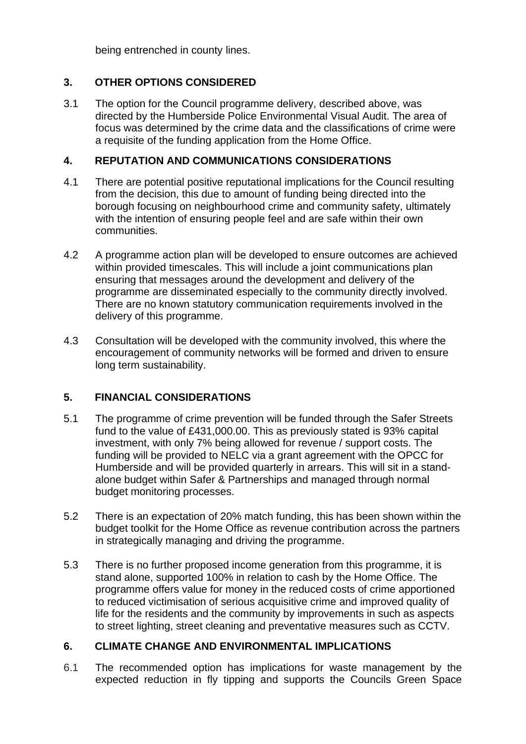being entrenched in county lines.

## 3. OTHER OPTIONS CONSIDERED

3.1 The option for the Council programme delivery, described above, was directed by the Humberside Police Environmental Visual Audit. The area of focus was determined by the crime data and the classifications of crime were a requisite of the funding application from the Home Office.

## 4. REPUTATION AND COMMUNICATIONS CONSIDERATIONS

4.1 There are potential positive reputational implications for the Council resulting from the decision, this due to amount of funding being directed into the borough focusing on neighbourhood crime and community safety, ultimately with the intention of ensuring people feel and are safe within their own communities.

4.2 A programme action plan will be developed to ensure outcomes are achieved within provided timescales. This will include a joint communications plan ensuring that messages around the development and delivery of the programme are disseminated especially to the community directly involved. There are no known statutory communication requirements involved in the delivery of this programme.

4.3 Consultation will be developed with the community involved, this where the encouragement of community networks will be formed and driven to ensure long term sustainability.

## 5. FINANCIAL CONSIDERATIONS

5.1 The programme of crime prevention will be funded through the Safer Streets fund to the value of £431,000.00. This as previously stated is 93% capital investment, with only 7% being allowed for revenue / support costs. The funding will be provided to NELC via a grant agreement with the OPCC for Humberside and will be provided quarterly in arrears. This will sit in a stand-alone budget within Safer & Partnerships and managed through normal budget monitoring processes.

5.2 There is an expectation of 20% match funding, this has been shown within the budget toolkit for the Home Office as revenue contribution across the partners in strategically managing and driving the programme.

5.3 There is no further proposed income generation from this programme, it is stand alone, supported 100% in relation to cash by the Home Office. The programme offers value for money in the reduced costs of crime apportioned to reduced victimisation of serious acquisitive crime and improved quality of life for the residents and the community by improvements in such as aspects to street lighting, street cleaning and preventative measures such as CCTV.

## 6. CLIMATE CHANGE AND ENVIRONMENTAL IMPLICATIONS

6.1 The recommended option has implications for waste management by the expected reduction in fly tipping and supports the Councils Green Space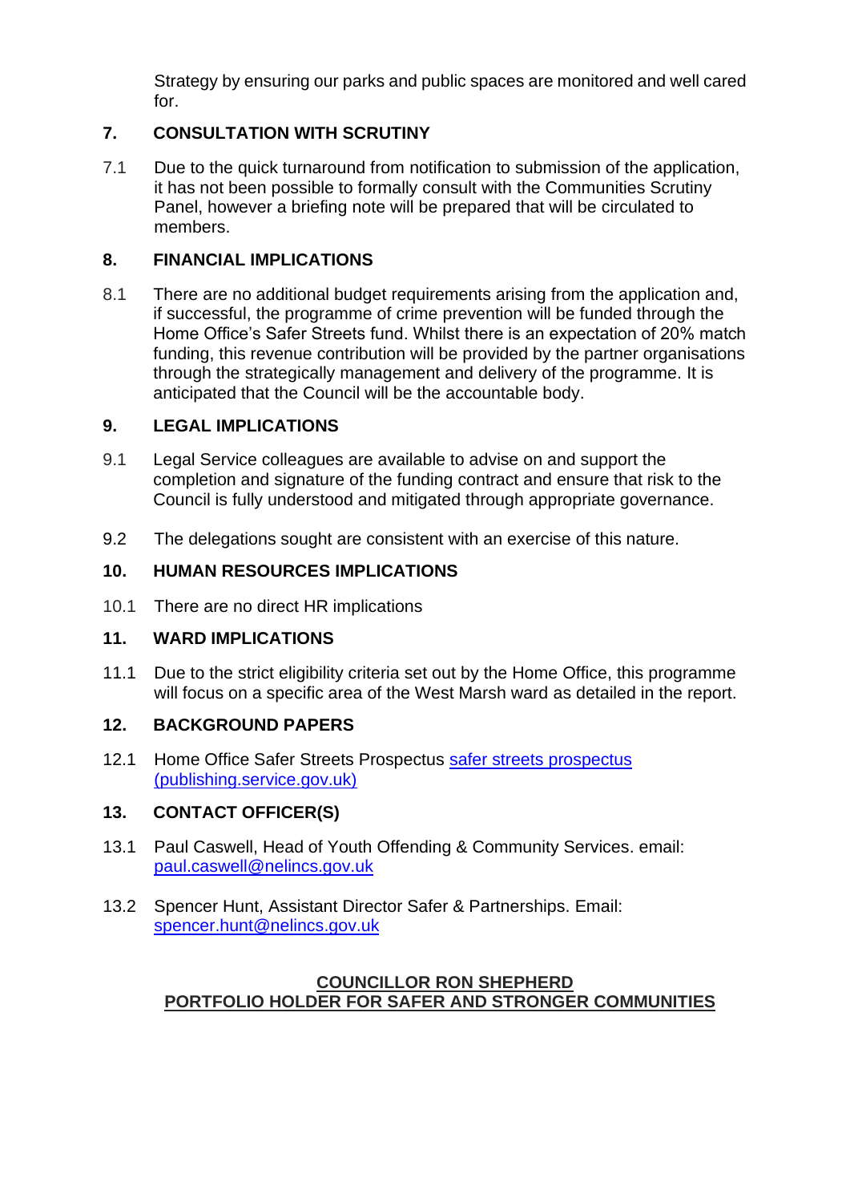Strategy by ensuring our parks and public spaces are monitored and well cared for.

## 7. CONSULTATION WITH SCRUTINY

7.1 Due to the quick turnaround from notification to submission of the application, it has not been possible to formally consult with the Communities Scrutiny Panel, however a briefing note will be prepared that will be circulated to members.

## 8. FINANCIAL IMPLICATIONS

8.1 There are no additional budget requirements arising from the application and, if successful, the programme of crime prevention will be funded through the Home Office's Safer Streets fund. Whilst there is an expectation of 20% match funding, this revenue contribution will be provided by the partner organisations through the strategically management and delivery of the programme. It is anticipated that the Council will be the accountable body.

## 9. LEGAL IMPLICATIONS

9.1 Legal Service colleagues are available to advise on and support the completion and signature of the funding contract and ensure that risk to the Council is fully understood and mitigated through appropriate governance.

9.2 The delegations sought are consistent with an exercise of this nature.

## 10. HUMAN RESOURCES IMPLICATIONS

10.1 There are no direct HR implications

## 11. WARD IMPLICATIONS

11.1 Due to the strict eligibility criteria set out by the Home Office, this programme will focus on a specific area of the West Marsh ward as detailed in the report.

## 12. BACKGROUND PAPERS

12.1 Home Office Safer Streets Prospectus [safer streets prospectus (publishing.service.gov.uk)]

## 13. CONTACT OFFICER(S)

13.1 Paul Caswell, Head of Youth Offending & Community Services. email: paul.caswell@nelincs.gov.uk

13.2 Spencer Hunt, Assistant Director Safer & Partnerships. Email: spencer.hunt@nelincs.gov.uk

**COUNCILLOR RON SHEPHERD**
**PORTFOLIO HOLDER FOR SAFER AND STRONGER COMMUNITIES**